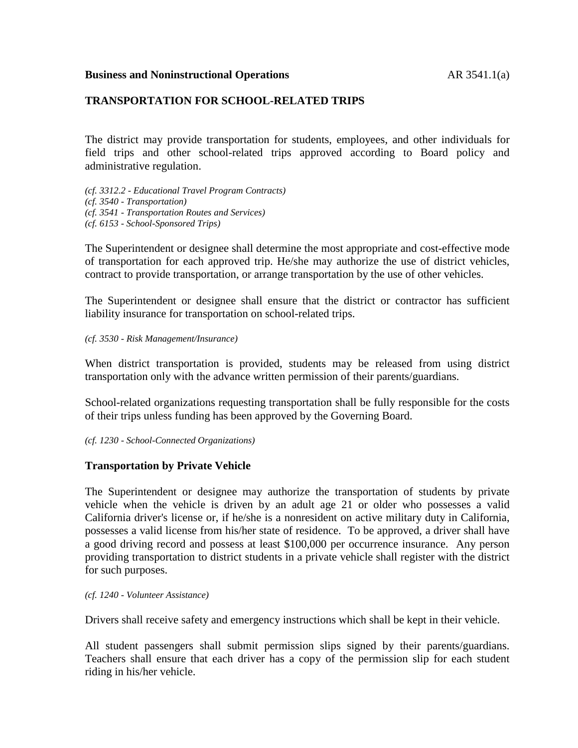**Business and Noninstructional Operations** AR 3541.1(a)

## TRANSPORTATION FOR SCHOOL-RELATED TRIPS

The district may provide transportation for students, employees, and other individuals for field trips and other school-related trips approved according to Board policy and administrative regulation.

*(cf. 3312.2 - Educational Travel Program Contracts)*
*(cf. 3540 - Transportation)*
*(cf. 3541 - Transportation Routes and Services)*
*(cf. 6153 - School-Sponsored Trips)*

The Superintendent or designee shall determine the most appropriate and cost-effective mode of transportation for each approved trip. He/she may authorize the use of district vehicles, contract to provide transportation, or arrange transportation by the use of other vehicles.

The Superintendent or designee shall ensure that the district or contractor has sufficient liability insurance for transportation on school-related trips.

*(cf. 3530 - Risk Management/Insurance)*

When district transportation is provided, students may be released from using district transportation only with the advance written permission of their parents/guardians.

School-related organizations requesting transportation shall be fully responsible for the costs of their trips unless funding has been approved by the Governing Board.

*(cf. 1230 - School-Connected Organizations)*

### Transportation by Private Vehicle

The Superintendent or designee may authorize the transportation of students by private vehicle when the vehicle is driven by an adult age 21 or older who possesses a valid California driver's license or, if he/she is a nonresident on active military duty in California, possesses a valid license from his/her state of residence. To be approved, a driver shall have a good driving record and possess at least $100,000 per occurrence insurance. Any person providing transportation to district students in a private vehicle shall register with the district for such purposes.

*(cf. 1240 - Volunteer Assistance)*

Drivers shall receive safety and emergency instructions which shall be kept in their vehicle.

All student passengers shall submit permission slips signed by their parents/guardians. Teachers shall ensure that each driver has a copy of the permission slip for each student riding in his/her vehicle.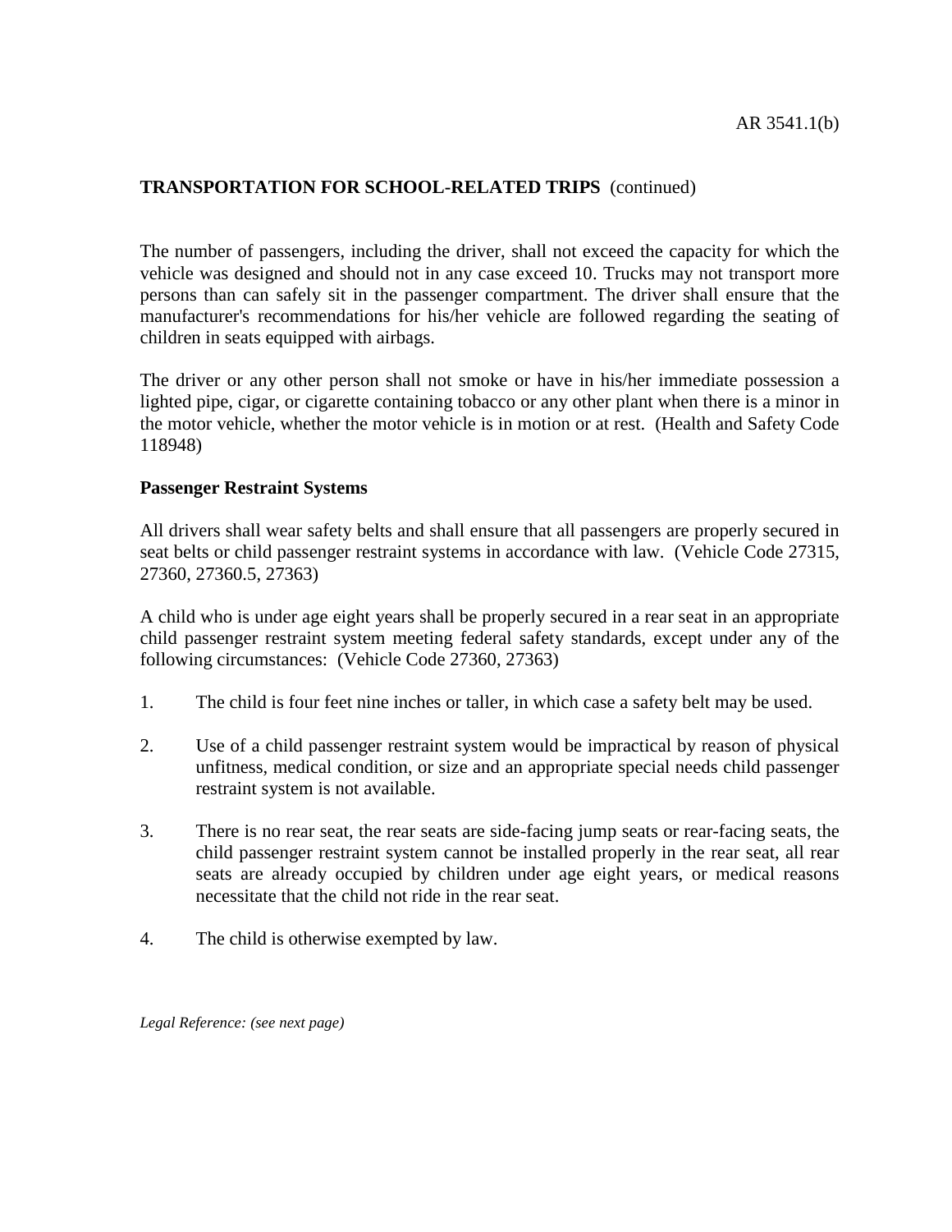**TRANSPORTATION FOR SCHOOL-RELATED TRIPS** (continued)

The number of passengers, including the driver, shall not exceed the capacity for which the vehicle was designed and should not in any case exceed 10. Trucks may not transport more persons than can safely sit in the passenger compartment. The driver shall ensure that the manufacturer's recommendations for his/her vehicle are followed regarding the seating of children in seats equipped with airbags.

The driver or any other person shall not smoke or have in his/her immediate possession a lighted pipe, cigar, or cigarette containing tobacco or any other plant when there is a minor in the motor vehicle, whether the motor vehicle is in motion or at rest. (Health and Safety Code 118948)

**Passenger Restraint Systems**

All drivers shall wear safety belts and shall ensure that all passengers are properly secured in seat belts or child passenger restraint systems in accordance with law. (Vehicle Code 27315, 27360, 27360.5, 27363)

A child who is under age eight years shall be properly secured in a rear seat in an appropriate child passenger restraint system meeting federal safety standards, except under any of the following circumstances: (Vehicle Code 27360, 27363)

1. The child is four feet nine inches or taller, in which case a safety belt may be used.
2. Use of a child passenger restraint system would be impractical by reason of physical unfitness, medical condition, or size and an appropriate special needs child passenger restraint system is not available.
3. There is no rear seat, the rear seats are side-facing jump seats or rear-facing seats, the child passenger restraint system cannot be installed properly in the rear seat, all rear seats are already occupied by children under age eight years, or medical reasons necessitate that the child not ride in the rear seat.
4. The child is otherwise exempted by law.

*Legal Reference: (see next page)*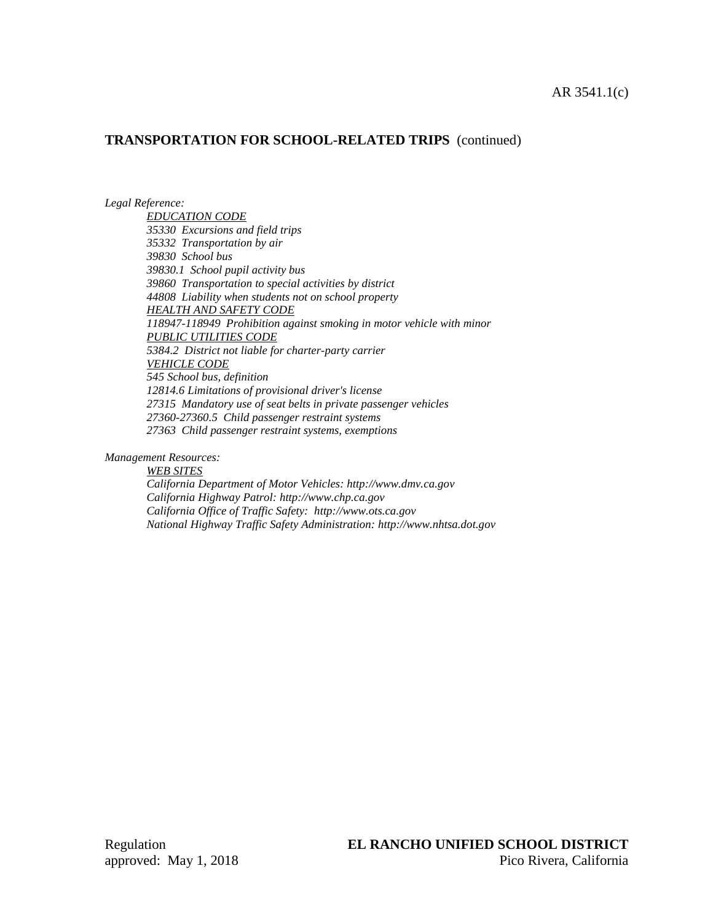**TRANSPORTATION FOR SCHOOL-RELATED TRIPS** (continued)

*Legal Reference:*

*EDUCATION CODE*
*35330 Excursions and field trips*
*35332 Transportation by air*
*39830 School bus*
*39830.1 School pupil activity bus*
*39860 Transportation to special activities by district*
*44808 Liability when students not on school property*
*HEALTH AND SAFETY CODE*
*118947-118949 Prohibition against smoking in motor vehicle with minor*
*PUBLIC UTILITIES CODE*
*5384.2 District not liable for charter-party carrier*
*VEHICLE CODE*
*545 School bus, definition*
*12814.6 Limitations of provisional driver's license*
*27315 Mandatory use of seat belts in private passenger vehicles*
*27360-27360.5 Child passenger restraint systems*
*27363 Child passenger restraint systems, exemptions*

*Management Resources:*

*WEB SITES*
*California Department of Motor Vehicles: http://www.dmv.ca.gov*
*California Highway Patrol: http://www.chp.ca.gov*
*California Office of Traffic Safety: http://www.ots.ca.gov*
*National Highway Traffic Safety Administration: http://www.nhtsa.dot.gov*

Regulation
approved: May 1, 2018

**EL RANCHO UNIFIED SCHOOL DISTRICT**
Pico Rivera, California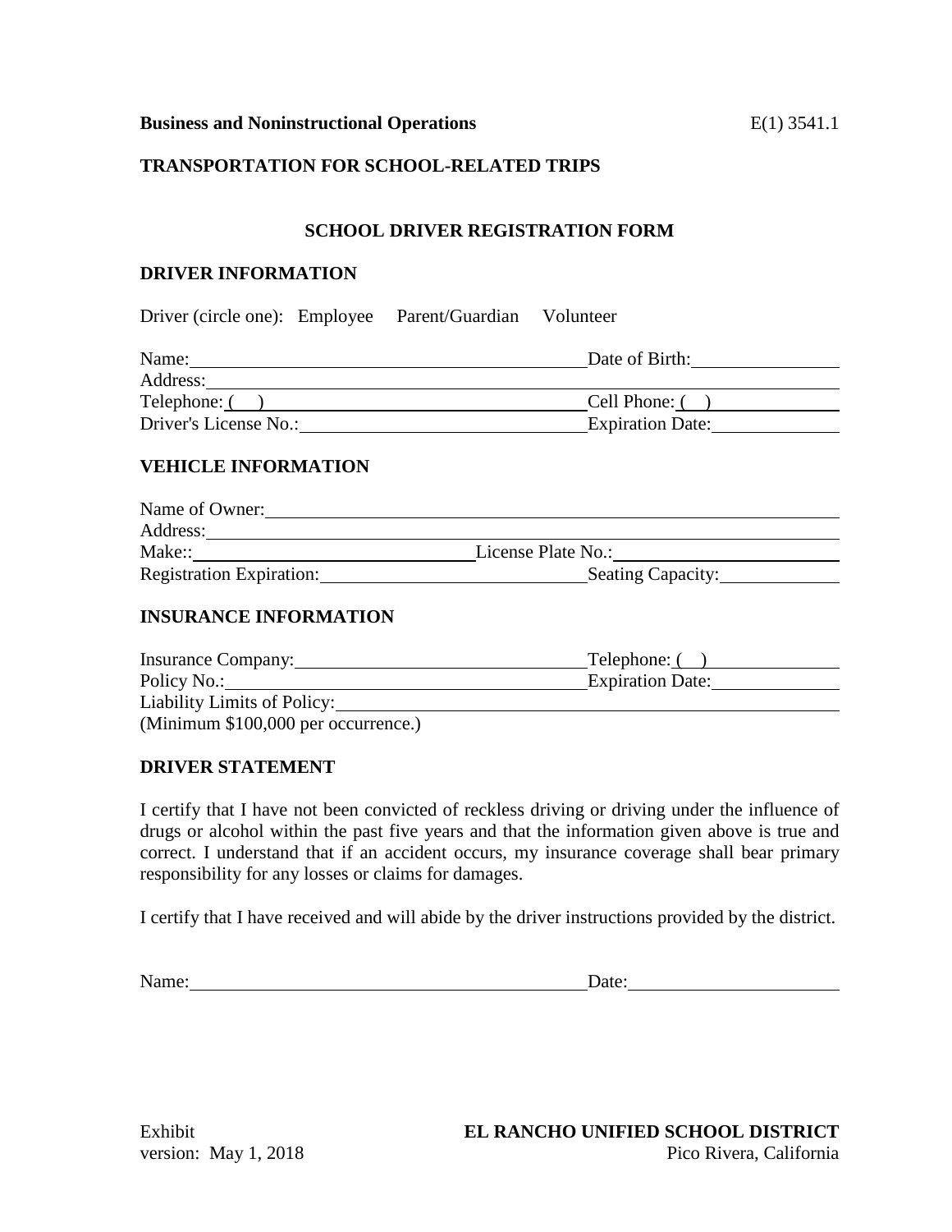**Business and Noninstructional Operations** E(1) 3541.1

**TRANSPORTATION FOR SCHOOL-RELATED TRIPS**

## SCHOOL DRIVER REGISTRATION FORM

### DRIVER INFORMATION

Driver (circle one): Employee Parent/Guardian Volunteer

Name:\_\_\_\_\_\_\_\_\_\_\_\_\_\_\_\_\_\_\_\_\_\_\_\_\_\_\_\_\_\_\_\_\_\_\_\_\_\_\_\_ Date of Birth:\_\_\_\_\_\_\_\_\_\_\_\_\_\_\_
Address:\_\_\_\_\_\_\_\_\_\_\_\_\_\_\_\_\_\_\_\_\_\_\_\_\_\_\_\_\_\_\_\_\_\_\_\_\_\_\_\_\_\_\_\_\_\_\_\_\_\_\_\_\_\_\_\_\_\_\_\_\_\_\_\_
Telephone: ( )\_\_\_\_\_\_\_\_\_\_\_\_\_\_\_\_\_\_\_\_\_\_\_\_\_\_\_\_\_\_\_\_\_ Cell Phone: ( )\_\_\_\_\_\_\_\_\_\_\_\_\_
Driver's License No.:\_\_\_\_\_\_\_\_\_\_\_\_\_\_\_\_\_\_\_\_\_\_\_\_\_\_\_\_\_ Expiration Date:\_\_\_\_\_\_\_\_\_\_\_\_\_

### VEHICLE INFORMATION

Name of Owner:\_\_\_\_\_\_\_\_\_\_\_\_\_\_\_\_\_\_\_\_\_\_\_\_\_\_\_\_\_\_\_\_\_\_\_\_\_\_\_\_\_\_\_\_\_\_\_\_\_\_\_\_\_\_\_\_\_\_\_\_
Address:\_\_\_\_\_\_\_\_\_\_\_\_\_\_\_\_\_\_\_\_\_\_\_\_\_\_\_\_\_\_\_\_\_\_\_\_\_\_\_\_\_\_\_\_\_\_\_\_\_\_\_\_\_\_\_\_\_\_\_\_\_\_\_\_
Make::\_\_\_\_\_\_\_\_\_\_\_\_\_\_\_\_\_\_\_\_\_\_\_\_\_\_\_\_\_\_\_ License Plate No.:\_\_\_\_\_\_\_\_\_\_\_\_\_\_\_\_\_\_\_\_\_\_\_\_\_
Registration Expiration:\_\_\_\_\_\_\_\_\_\_\_\_\_\_\_\_\_\_\_\_\_\_\_\_\_\_\_\_ Seating Capacity:\_\_\_\_\_\_\_\_\_\_\_\_\_

### INSURANCE INFORMATION

Insurance Company:\_\_\_\_\_\_\_\_\_\_\_\_\_\_\_\_\_\_\_\_\_\_\_\_\_\_\_\_\_\_\_ Telephone: ( )\_\_\_\_\_\_\_\_\_\_\_\_\_\_
Policy No.:\_\_\_\_\_\_\_\_\_\_\_\_\_\_\_\_\_\_\_\_\_\_\_\_\_\_\_\_\_\_\_\_\_\_\_\_\_\_ Expiration Date:\_\_\_\_\_\_\_\_\_\_\_\_\_
Liability Limits of Policy:\_\_\_\_\_\_\_\_\_\_\_\_\_\_\_\_\_\_\_\_\_\_\_\_\_\_\_\_\_\_\_\_\_\_\_\_\_\_\_\_\_\_\_\_\_\_\_\_\_\_\_\_\_\_
(Minimum $100,000 per occurrence.)

### DRIVER STATEMENT

I certify that I have not been convicted of reckless driving or driving under the influence of drugs or alcohol within the past five years and that the information given above is true and correct. I understand that if an accident occurs, my insurance coverage shall bear primary responsibility for any losses or claims for damages.

I certify that I have received and will abide by the driver instructions provided by the district.

Name:\_\_\_\_\_\_\_\_\_\_\_\_\_\_\_\_\_\_\_\_\_\_\_\_\_\_\_\_\_\_\_\_\_\_\_\_\_\_\_\_ Date:\_\_\_\_\_\_\_\_\_\_\_\_\_\_\_\_\_\_\_\_\_\_

Exhibit
version: May 1, 2018

**EL RANCHO UNIFIED SCHOOL DISTRICT**
Pico Rivera, California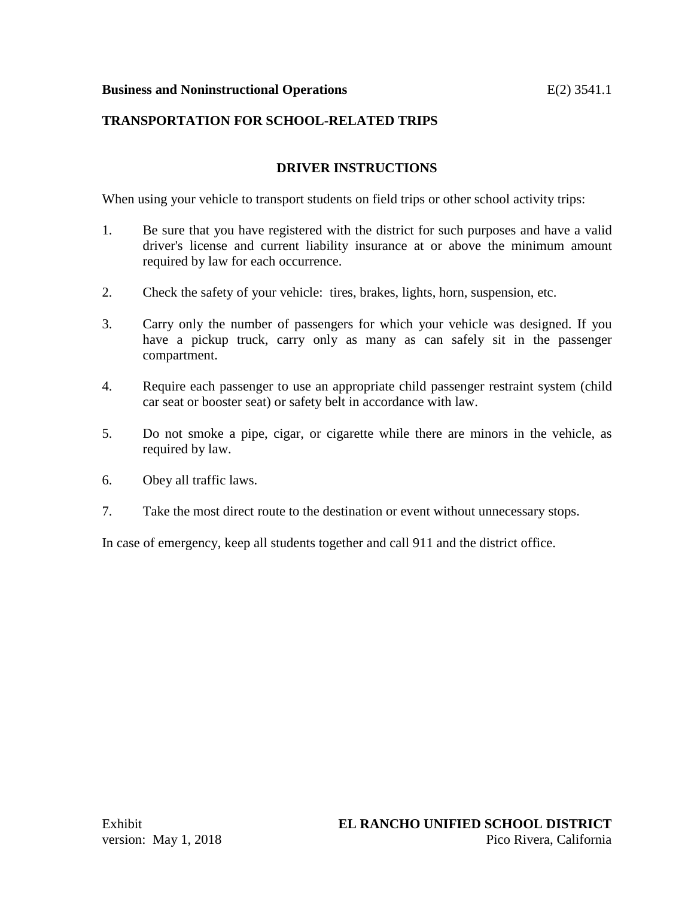**Business and Noninstructional Operations** E(2) 3541.1

**TRANSPORTATION FOR SCHOOL-RELATED TRIPS**

**DRIVER INSTRUCTIONS**

When using your vehicle to transport students on field trips or other school activity trips:

1. Be sure that you have registered with the district for such purposes and have a valid driver's license and current liability insurance at or above the minimum amount required by law for each occurrence.

2. Check the safety of your vehicle: tires, brakes, lights, horn, suspension, etc.

3. Carry only the number of passengers for which your vehicle was designed. If you have a pickup truck, carry only as many as can safely sit in the passenger compartment.

4. Require each passenger to use an appropriate child passenger restraint system (child car seat or booster seat) or safety belt in accordance with law.

5. Do not smoke a pipe, cigar, or cigarette while there are minors in the vehicle, as required by law.

6. Obey all traffic laws.

7. Take the most direct route to the destination or event without unnecessary stops.

In case of emergency, keep all students together and call 911 and the district office.

Exhibit
version: May 1, 2018

**EL RANCHO UNIFIED SCHOOL DISTRICT**
Pico Rivera, California